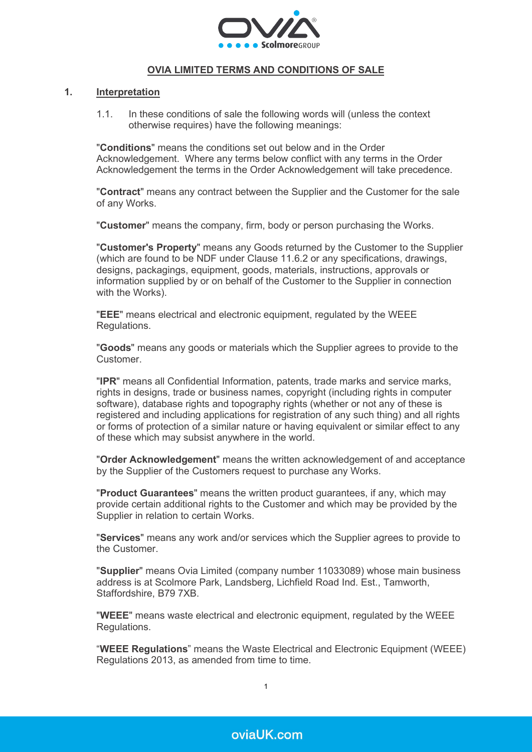# OVIA LIMITED TERMS AND CONDITIONS OF SALE

## 1. Interpretation

1.1. In these conditions of sale the following words will (unless the context otherwise requires) have the following meanings:

"**Conditions**" means the conditions set out below and in the Order Acknowledgement. Where any terms below conflict with any terms in the Order Acknowledgement the terms in the Order Acknowledgement will take precedence.

"**Contract**" means any contract between the Supplier and the Customer for the sale of any Works.

"**Customer**" means the company, firm, body or person purchasing the Works.

"**Customer's Property**" means any Goods returned by the Customer to the Supplier (which are found to be NDF under Clause 11.6.2 or any specifications, drawings, designs, packagings, equipment, goods, materials, instructions, approvals or information supplied by or on behalf of the Customer to the Supplier in connection with the Works).

"**EEE**" means electrical and electronic equipment, regulated by the WEEE Regulations.

"**Goods**" means any goods or materials which the Supplier agrees to provide to the Customer.

"**IPR**" means all Confidential Information, patents, trade marks and service marks, rights in designs, trade or business names, copyright (including rights in computer software), database rights and topography rights (whether or not any of these is registered and including applications for registration of any such thing) and all rights or forms of protection of a similar nature or having equivalent or similar effect to any of these which may subsist anywhere in the world.

"**Order Acknowledgement**" means the written acknowledgement of and acceptance by the Supplier of the Customers request to purchase any Works.

"**Product Guarantees**" means the written product guarantees, if any, which may provide certain additional rights to the Customer and which may be provided by the Supplier in relation to certain Works.

"**Services**" means any work and/or services which the Supplier agrees to provide to the Customer.

"**Supplier**" means Ovia Limited (company number 11033089) whose main business address is at Scolmore Park, Landsberg, Lichfield Road Ind. Est., Tamworth, Staffordshire, B79 7XB.

"**WEEE**" means waste electrical and electronic equipment, regulated by the WEEE Regulations.

"**WEEE Regulations**" means the Waste Electrical and Electronic Equipment (WEEE) Regulations 2013, as amended from time to time.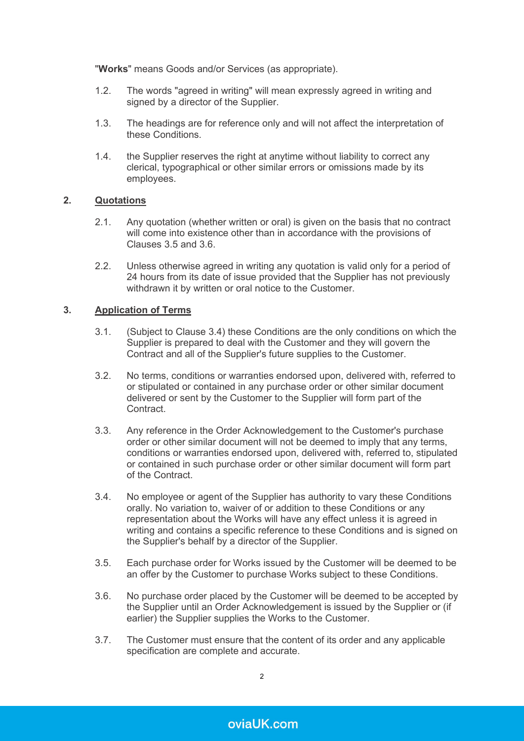"**Works**" means Goods and/or Services (as appropriate).

1.2. The words "agreed in writing" will mean expressly agreed in writing and signed by a director of the Supplier.

1.3. The headings are for reference only and will not affect the interpretation of these Conditions.

1.4. the Supplier reserves the right at anytime without liability to correct any clerical, typographical or other similar errors or omissions made by its employees.

## 2. Quotations

2.1. Any quotation (whether written or oral) is given on the basis that no contract will come into existence other than in accordance with the provisions of Clauses 3.5 and 3.6.

2.2. Unless otherwise agreed in writing any quotation is valid only for a period of 24 hours from its date of issue provided that the Supplier has not previously withdrawn it by written or oral notice to the Customer.

## 3. Application of Terms

3.1. (Subject to Clause 3.4) these Conditions are the only conditions on which the Supplier is prepared to deal with the Customer and they will govern the Contract and all of the Supplier's future supplies to the Customer.

3.2. No terms, conditions or warranties endorsed upon, delivered with, referred to or stipulated or contained in any purchase order or other similar document delivered or sent by the Customer to the Supplier will form part of the Contract.

3.3. Any reference in the Order Acknowledgement to the Customer's purchase order or other similar document will not be deemed to imply that any terms, conditions or warranties endorsed upon, delivered with, referred to, stipulated or contained in such purchase order or other similar document will form part of the Contract.

3.4. No employee or agent of the Supplier has authority to vary these Conditions orally. No variation to, waiver of or addition to these Conditions or any representation about the Works will have any effect unless it is agreed in writing and contains a specific reference to these Conditions and is signed on the Supplier's behalf by a director of the Supplier.

3.5. Each purchase order for Works issued by the Customer will be deemed to be an offer by the Customer to purchase Works subject to these Conditions.

3.6. No purchase order placed by the Customer will be deemed to be accepted by the Supplier until an Order Acknowledgement is issued by the Supplier or (if earlier) the Supplier supplies the Works to the Customer.

3.7. The Customer must ensure that the content of its order and any applicable specification are complete and accurate.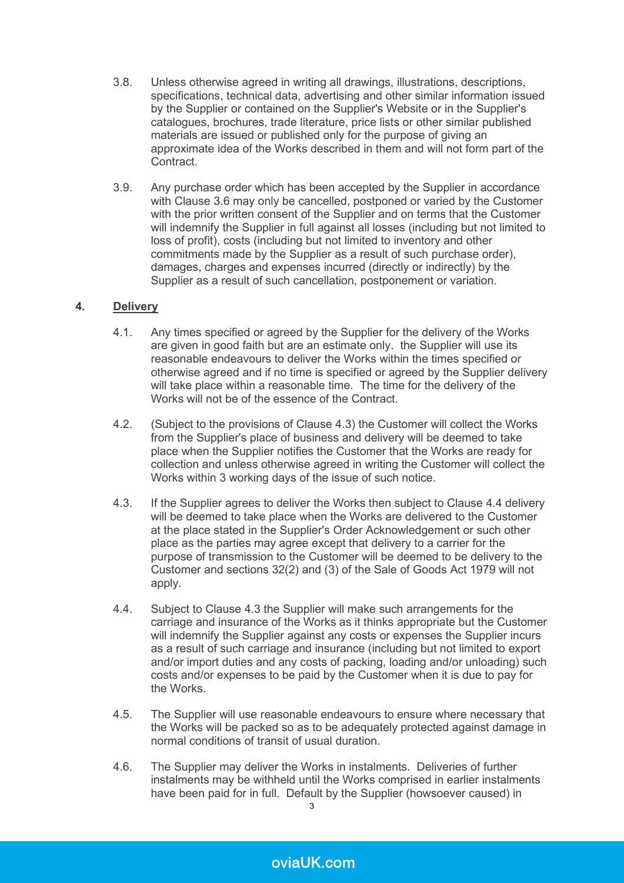3.8. Unless otherwise agreed in writing all drawings, illustrations, descriptions, specifications, technical data, advertising and other similar information issued by the Supplier or contained on the Supplier's Website or in the Supplier's catalogues, brochures, trade literature, price lists or other similar published materials are issued or published only for the purpose of giving an approximate idea of the Works described in them and will not form part of the Contract.

3.9. Any purchase order which has been accepted by the Supplier in accordance with Clause 3.6 may only be cancelled, postponed or varied by the Customer with the prior written consent of the Supplier and on terms that the Customer will indemnify the Supplier in full against all losses (including but not limited to loss of profit), costs (including but not limited to inventory and other commitments made by the Supplier as a result of such purchase order), damages, charges and expenses incurred (directly or indirectly) by the Supplier as a result of such cancellation, postponement or variation.

## 4. Delivery

4.1. Any times specified or agreed by the Supplier for the delivery of the Works are given in good faith but are an estimate only. the Supplier will use its reasonable endeavours to deliver the Works within the times specified or otherwise agreed and if no time is specified or agreed by the Supplier delivery will take place within a reasonable time. The time for the delivery of the Works will not be of the essence of the Contract.

4.2. (Subject to the provisions of Clause 4.3) the Customer will collect the Works from the Supplier's place of business and delivery will be deemed to take place when the Supplier notifies the Customer that the Works are ready for collection and unless otherwise agreed in writing the Customer will collect the Works within 3 working days of the issue of such notice.

4.3. If the Supplier agrees to deliver the Works then subject to Clause 4.4 delivery will be deemed to take place when the Works are delivered to the Customer at the place stated in the Supplier's Order Acknowledgement or such other place as the parties may agree except that delivery to a carrier for the purpose of transmission to the Customer will be deemed to be delivery to the Customer and sections 32(2) and (3) of the Sale of Goods Act 1979 will not apply.

4.4. Subject to Clause 4.3 the Supplier will make such arrangements for the carriage and insurance of the Works as it thinks appropriate but the Customer will indemnify the Supplier against any costs or expenses the Supplier incurs as a result of such carriage and insurance (including but not limited to export and/or import duties and any costs of packing, loading and/or unloading) such costs and/or expenses to be paid by the Customer when it is due to pay for the Works.

4.5. The Supplier will use reasonable endeavours to ensure where necessary that the Works will be packed so as to be adequately protected against damage in normal conditions of transit of usual duration.

4.6. The Supplier may deliver the Works in instalments. Deliveries of further instalments may be withheld until the Works comprised in earlier instalments have been paid for in full. Default by the Supplier (howsoever caused) in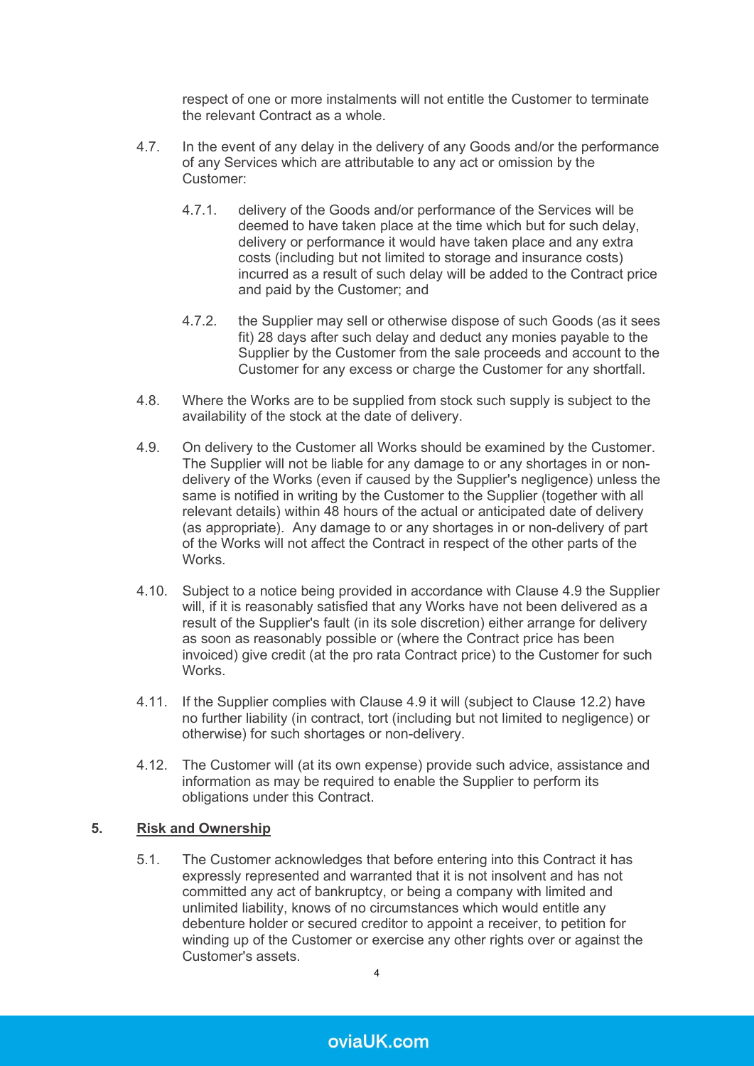respect of one or more instalments will not entitle the Customer to terminate the relevant Contract as a whole.

4.7. In the event of any delay in the delivery of any Goods and/or the performance of any Services which are attributable to any act or omission by the Customer:

4.7.1. delivery of the Goods and/or performance of the Services will be deemed to have taken place at the time which but for such delay, delivery or performance it would have taken place and any extra costs (including but not limited to storage and insurance costs) incurred as a result of such delay will be added to the Contract price and paid by the Customer; and

4.7.2. the Supplier may sell or otherwise dispose of such Goods (as it sees fit) 28 days after such delay and deduct any monies payable to the Supplier by the Customer from the sale proceeds and account to the Customer for any excess or charge the Customer for any shortfall.

4.8. Where the Works are to be supplied from stock such supply is subject to the availability of the stock at the date of delivery.

4.9. On delivery to the Customer all Works should be examined by the Customer. The Supplier will not be liable for any damage to or any shortages in or non-delivery of the Works (even if caused by the Supplier's negligence) unless the same is notified in writing by the Customer to the Supplier (together with all relevant details) within 48 hours of the actual or anticipated date of delivery (as appropriate). Any damage to or any shortages in or non-delivery of part of the Works will not affect the Contract in respect of the other parts of the Works.

4.10. Subject to a notice being provided in accordance with Clause 4.9 the Supplier will, if it is reasonably satisfied that any Works have not been delivered as a result of the Supplier's fault (in its sole discretion) either arrange for delivery as soon as reasonably possible or (where the Contract price has been invoiced) give credit (at the pro rata Contract price) to the Customer for such Works.

4.11. If the Supplier complies with Clause 4.9 it will (subject to Clause 12.2) have no further liability (in contract, tort (including but not limited to negligence) or otherwise) for such shortages or non-delivery.

4.12. The Customer will (at its own expense) provide such advice, assistance and information as may be required to enable the Supplier to perform its obligations under this Contract.

## 5. Risk and Ownership

5.1. The Customer acknowledges that before entering into this Contract it has expressly represented and warranted that it is not insolvent and has not committed any act of bankruptcy, or being a company with limited and unlimited liability, knows of no circumstances which would entitle any debenture holder or secured creditor to appoint a receiver, to petition for winding up of the Customer or exercise any other rights over or against the Customer's assets.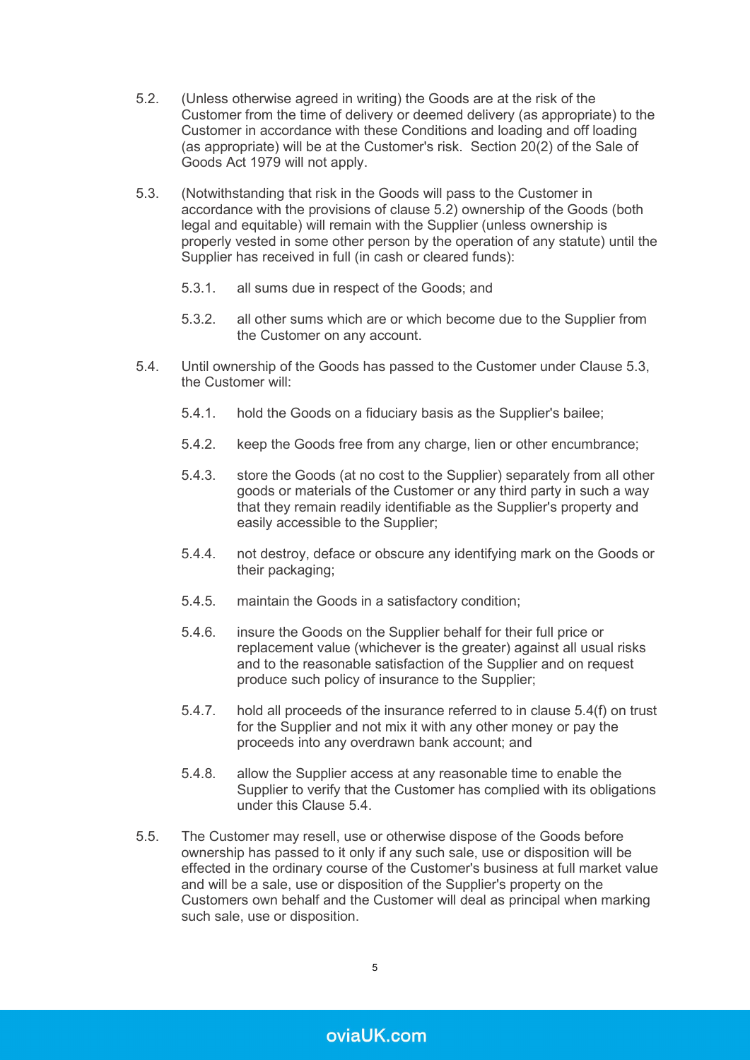5.2. (Unless otherwise agreed in writing) the Goods are at the risk of the Customer from the time of delivery or deemed delivery (as appropriate) to the Customer in accordance with these Conditions and loading and off loading (as appropriate) will be at the Customer's risk. Section 20(2) of the Sale of Goods Act 1979 will not apply.

5.3. (Notwithstanding that risk in the Goods will pass to the Customer in accordance with the provisions of clause 5.2) ownership of the Goods (both legal and equitable) will remain with the Supplier (unless ownership is properly vested in some other person by the operation of any statute) until the Supplier has received in full (in cash or cleared funds):

   5.3.1. all sums due in respect of the Goods; and

   5.3.2. all other sums which are or which become due to the Supplier from the Customer on any account.

5.4. Until ownership of the Goods has passed to the Customer under Clause 5.3, the Customer will:

   5.4.1. hold the Goods on a fiduciary basis as the Supplier's bailee;

   5.4.2. keep the Goods free from any charge, lien or other encumbrance;

   5.4.3. store the Goods (at no cost to the Supplier) separately from all other goods or materials of the Customer or any third party in such a way that they remain readily identifiable as the Supplier's property and easily accessible to the Supplier;

   5.4.4. not destroy, deface or obscure any identifying mark on the Goods or their packaging;

   5.4.5. maintain the Goods in a satisfactory condition;

   5.4.6. insure the Goods on the Supplier behalf for their full price or replacement value (whichever is the greater) against all usual risks and to the reasonable satisfaction of the Supplier and on request produce such policy of insurance to the Supplier;

   5.4.7. hold all proceeds of the insurance referred to in clause 5.4(f) on trust for the Supplier and not mix it with any other money or pay the proceeds into any overdrawn bank account; and

   5.4.8. allow the Supplier access at any reasonable time to enable the Supplier to verify that the Customer has complied with its obligations under this Clause 5.4.

5.5. The Customer may resell, use or otherwise dispose of the Goods before ownership has passed to it only if any such sale, use or disposition will be effected in the ordinary course of the Customer's business at full market value and will be a sale, use or disposition of the Supplier's property on the Customers own behalf and the Customer will deal as principal when marking such sale, use or disposition.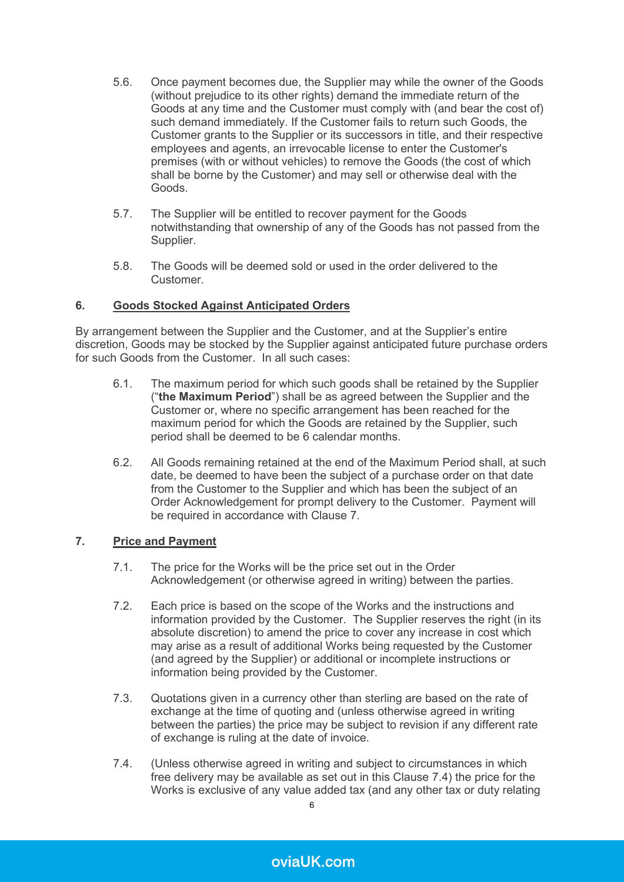5.6. Once payment becomes due, the Supplier may while the owner of the Goods (without prejudice to its other rights) demand the immediate return of the Goods at any time and the Customer must comply with (and bear the cost of) such demand immediately. If the Customer fails to return such Goods, the Customer grants to the Supplier or its successors in title, and their respective employees and agents, an irrevocable license to enter the Customer's premises (with or without vehicles) to remove the Goods (the cost of which shall be borne by the Customer) and may sell or otherwise deal with the Goods.

5.7. The Supplier will be entitled to recover payment for the Goods notwithstanding that ownership of any of the Goods has not passed from the Supplier.

5.8. The Goods will be deemed sold or used in the order delivered to the Customer.

## 6. Goods Stocked Against Anticipated Orders

By arrangement between the Supplier and the Customer, and at the Supplier's entire discretion, Goods may be stocked by the Supplier against anticipated future purchase orders for such Goods from the Customer. In all such cases:

6.1. The maximum period for which such goods shall be retained by the Supplier ("**the Maximum Period**") shall be as agreed between the Supplier and the Customer or, where no specific arrangement has been reached for the maximum period for which the Goods are retained by the Supplier, such period shall be deemed to be 6 calendar months.

6.2. All Goods remaining retained at the end of the Maximum Period shall, at such date, be deemed to have been the subject of a purchase order on that date from the Customer to the Supplier and which has been the subject of an Order Acknowledgement for prompt delivery to the Customer. Payment will be required in accordance with Clause 7.

## 7. Price and Payment

7.1. The price for the Works will be the price set out in the Order Acknowledgement (or otherwise agreed in writing) between the parties.

7.2. Each price is based on the scope of the Works and the instructions and information provided by the Customer. The Supplier reserves the right (in its absolute discretion) to amend the price to cover any increase in cost which may arise as a result of additional Works being requested by the Customer (and agreed by the Supplier) or additional or incomplete instructions or information being provided by the Customer.

7.3. Quotations given in a currency other than sterling are based on the rate of exchange at the time of quoting and (unless otherwise agreed in writing between the parties) the price may be subject to revision if any different rate of exchange is ruling at the date of invoice.

7.4. (Unless otherwise agreed in writing and subject to circumstances in which free delivery may be available as set out in this Clause 7.4) the price for the Works is exclusive of any value added tax (and any other tax or duty relating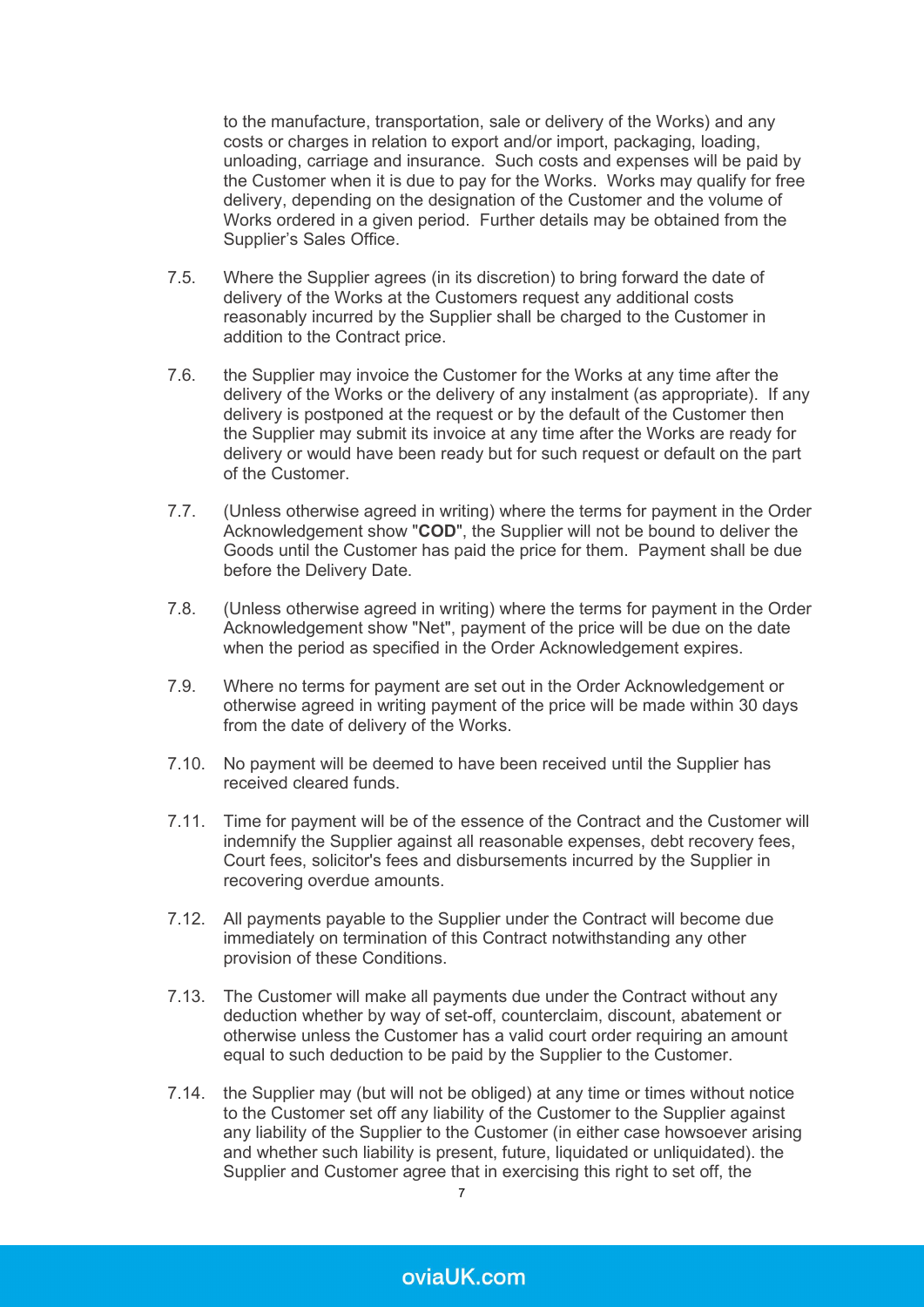to the manufacture, transportation, sale or delivery of the Works) and any costs or charges in relation to export and/or import, packaging, loading, unloading, carriage and insurance. Such costs and expenses will be paid by the Customer when it is due to pay for the Works. Works may qualify for free delivery, depending on the designation of the Customer and the volume of Works ordered in a given period. Further details may be obtained from the Supplier's Sales Office.

7.5. Where the Supplier agrees (in its discretion) to bring forward the date of delivery of the Works at the Customers request any additional costs reasonably incurred by the Supplier shall be charged to the Customer in addition to the Contract price.

7.6. the Supplier may invoice the Customer for the Works at any time after the delivery of the Works or the delivery of any instalment (as appropriate). If any delivery is postponed at the request or by the default of the Customer then the Supplier may submit its invoice at any time after the Works are ready for delivery or would have been ready but for such request or default on the part of the Customer.

7.7. (Unless otherwise agreed in writing) where the terms for payment in the Order Acknowledgement show "**COD**", the Supplier will not be bound to deliver the Goods until the Customer has paid the price for them. Payment shall be due before the Delivery Date.

7.8. (Unless otherwise agreed in writing) where the terms for payment in the Order Acknowledgement show "Net", payment of the price will be due on the date when the period as specified in the Order Acknowledgement expires.

7.9. Where no terms for payment are set out in the Order Acknowledgement or otherwise agreed in writing payment of the price will be made within 30 days from the date of delivery of the Works.

7.10. No payment will be deemed to have been received until the Supplier has received cleared funds.

7.11. Time for payment will be of the essence of the Contract and the Customer will indemnify the Supplier against all reasonable expenses, debt recovery fees, Court fees, solicitor's fees and disbursements incurred by the Supplier in recovering overdue amounts.

7.12. All payments payable to the Supplier under the Contract will become due immediately on termination of this Contract notwithstanding any other provision of these Conditions.

7.13. The Customer will make all payments due under the Contract without any deduction whether by way of set-off, counterclaim, discount, abatement or otherwise unless the Customer has a valid court order requiring an amount equal to such deduction to be paid by the Supplier to the Customer.

7.14. the Supplier may (but will not be obliged) at any time or times without notice to the Customer set off any liability of the Customer to the Supplier against any liability of the Supplier to the Customer (in either case howsoever arising and whether such liability is present, future, liquidated or unliquidated). the Supplier and Customer agree that in exercising this right to set off, the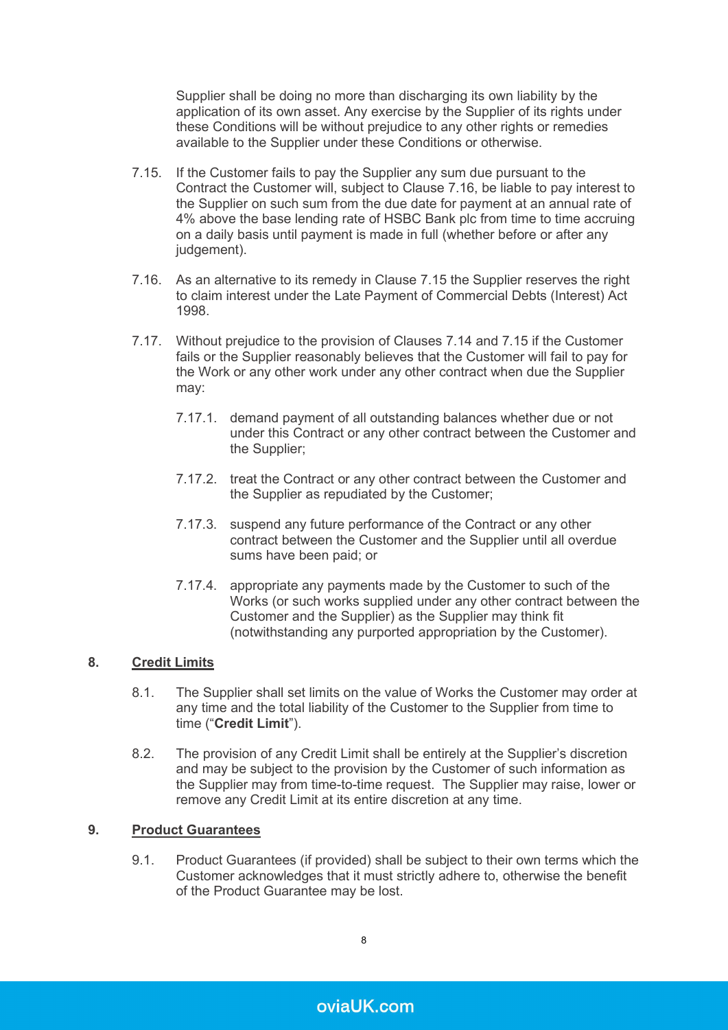Supplier shall be doing no more than discharging its own liability by the application of its own asset. Any exercise by the Supplier of its rights under these Conditions will be without prejudice to any other rights or remedies available to the Supplier under these Conditions or otherwise.

7.15. If the Customer fails to pay the Supplier any sum due pursuant to the Contract the Customer will, subject to Clause 7.16, be liable to pay interest to the Supplier on such sum from the due date for payment at an annual rate of 4% above the base lending rate of HSBC Bank plc from time to time accruing on a daily basis until payment is made in full (whether before or after any judgement).

7.16. As an alternative to its remedy in Clause 7.15 the Supplier reserves the right to claim interest under the Late Payment of Commercial Debts (Interest) Act 1998.

7.17. Without prejudice to the provision of Clauses 7.14 and 7.15 if the Customer fails or the Supplier reasonably believes that the Customer will fail to pay for the Work or any other work under any other contract when due the Supplier may:

7.17.1. demand payment of all outstanding balances whether due or not under this Contract or any other contract between the Customer and the Supplier;

7.17.2. treat the Contract or any other contract between the Customer and the Supplier as repudiated by the Customer;

7.17.3. suspend any future performance of the Contract or any other contract between the Customer and the Supplier until all overdue sums have been paid; or

7.17.4. appropriate any payments made by the Customer to such of the Works (or such works supplied under any other contract between the Customer and the Supplier) as the Supplier may think fit (notwithstanding any purported appropriation by the Customer).

## 8. Credit Limits

8.1. The Supplier shall set limits on the value of Works the Customer may order at any time and the total liability of the Customer to the Supplier from time to time ("**Credit Limit**").

8.2. The provision of any Credit Limit shall be entirely at the Supplier's discretion and may be subject to the provision by the Customer of such information as the Supplier may from time-to-time request. The Supplier may raise, lower or remove any Credit Limit at its entire discretion at any time.

## 9. Product Guarantees

9.1. Product Guarantees (if provided) shall be subject to their own terms which the Customer acknowledges that it must strictly adhere to, otherwise the benefit of the Product Guarantee may be lost.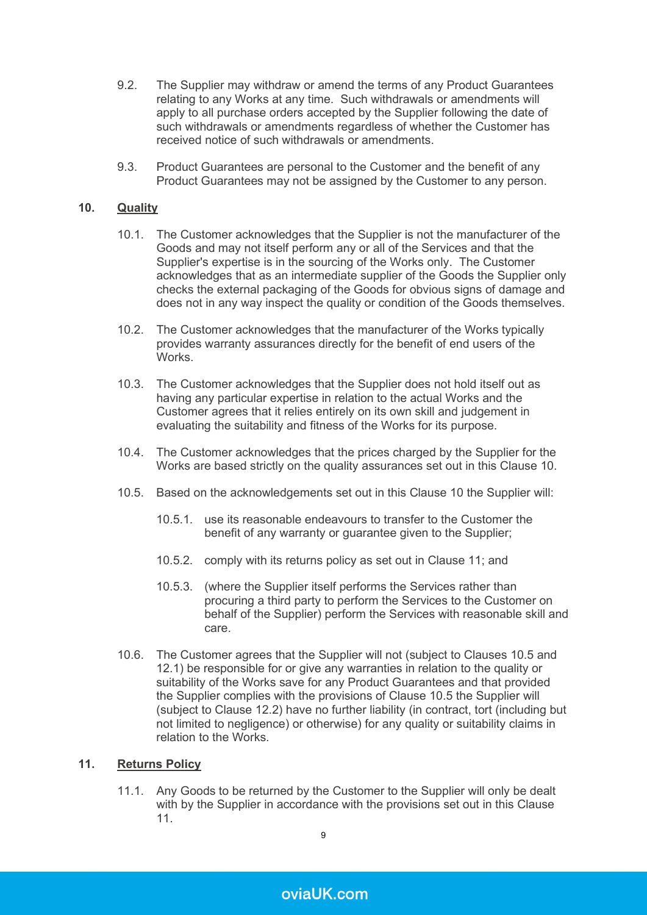9.2. The Supplier may withdraw or amend the terms of any Product Guarantees relating to any Works at any time. Such withdrawals or amendments will apply to all purchase orders accepted by the Supplier following the date of such withdrawals or amendments regardless of whether the Customer has received notice of such withdrawals or amendments.

9.3. Product Guarantees are personal to the Customer and the benefit of any Product Guarantees may not be assigned by the Customer to any person.

## 10. Quality

10.1. The Customer acknowledges that the Supplier is not the manufacturer of the Goods and may not itself perform any or all of the Services and that the Supplier's expertise is in the sourcing of the Works only. The Customer acknowledges that as an intermediate supplier of the Goods the Supplier only checks the external packaging of the Goods for obvious signs of damage and does not in any way inspect the quality or condition of the Goods themselves.

10.2. The Customer acknowledges that the manufacturer of the Works typically provides warranty assurances directly for the benefit of end users of the Works.

10.3. The Customer acknowledges that the Supplier does not hold itself out as having any particular expertise in relation to the actual Works and the Customer agrees that it relies entirely on its own skill and judgement in evaluating the suitability and fitness of the Works for its purpose.

10.4. The Customer acknowledges that the prices charged by the Supplier for the Works are based strictly on the quality assurances set out in this Clause 10.

10.5. Based on the acknowledgements set out in this Clause 10 the Supplier will:

- 10.5.1. use its reasonable endeavours to transfer to the Customer the benefit of any warranty or guarantee given to the Supplier;
- 10.5.2. comply with its returns policy as set out in Clause 11; and
- 10.5.3. (where the Supplier itself performs the Services rather than procuring a third party to perform the Services to the Customer on behalf of the Supplier) perform the Services with reasonable skill and care.

10.6. The Customer agrees that the Supplier will not (subject to Clauses 10.5 and 12.1) be responsible for or give any warranties in relation to the quality or suitability of the Works save for any Product Guarantees and that provided the Supplier complies with the provisions of Clause 10.5 the Supplier will (subject to Clause 12.2) have no further liability (in contract, tort (including but not limited to negligence) or otherwise) for any quality or suitability claims in relation to the Works.

## 11. Returns Policy

11.1. Any Goods to be returned by the Customer to the Supplier will only be dealt with by the Supplier in accordance with the provisions set out in this Clause 11.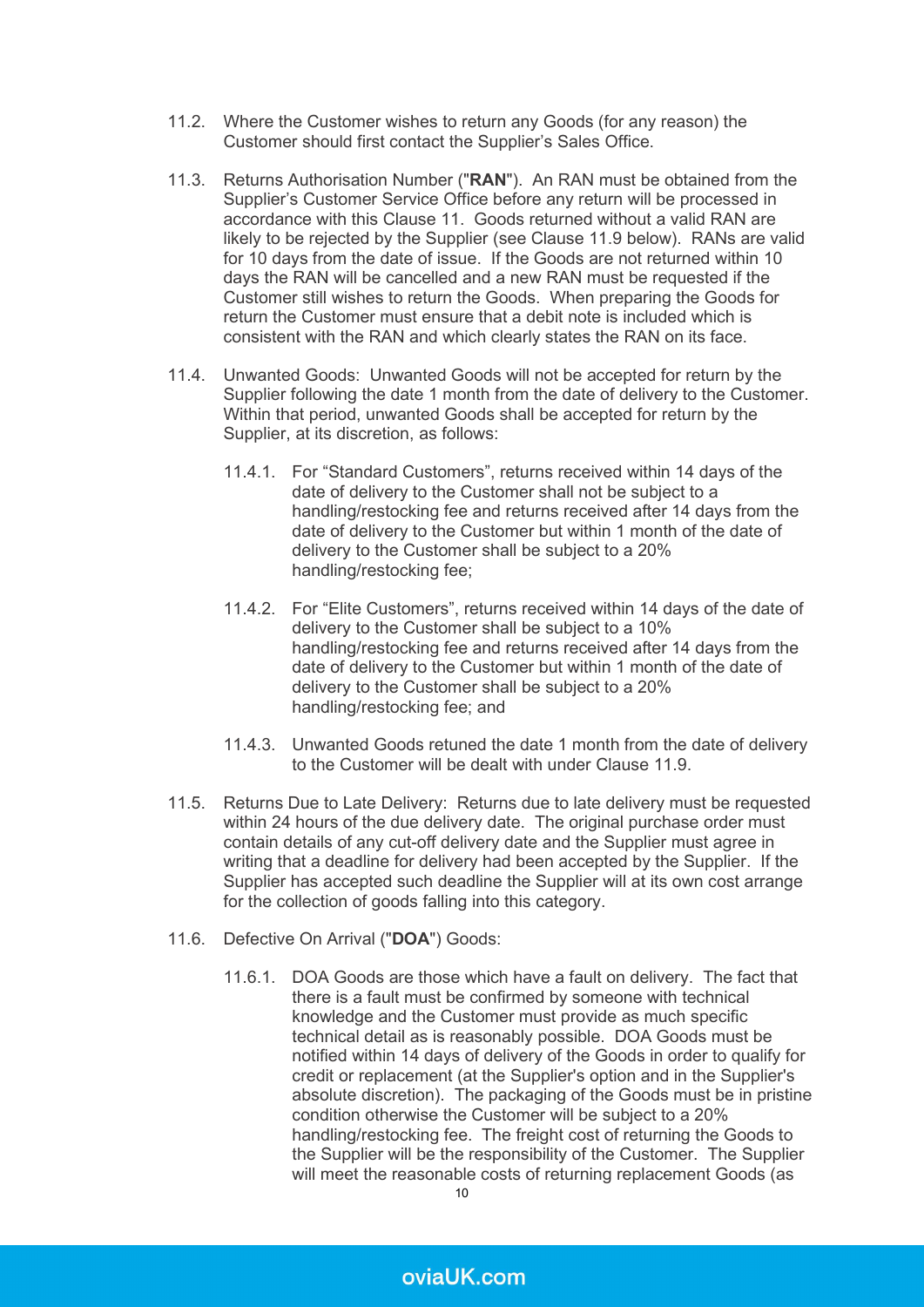11.2. Where the Customer wishes to return any Goods (for any reason) the Customer should first contact the Supplier's Sales Office.

11.3. Returns Authorisation Number ("**RAN**"). An RAN must be obtained from the Supplier's Customer Service Office before any return will be processed in accordance with this Clause 11. Goods returned without a valid RAN are likely to be rejected by the Supplier (see Clause 11.9 below). RANs are valid for 10 days from the date of issue. If the Goods are not returned within 10 days the RAN will be cancelled and a new RAN must be requested if the Customer still wishes to return the Goods. When preparing the Goods for return the Customer must ensure that a debit note is included which is consistent with the RAN and which clearly states the RAN on its face.

11.4. Unwanted Goods: Unwanted Goods will not be accepted for return by the Supplier following the date 1 month from the date of delivery to the Customer. Within that period, unwanted Goods shall be accepted for return by the Supplier, at its discretion, as follows:

  11.4.1. For "Standard Customers", returns received within 14 days of the date of delivery to the Customer shall not be subject to a handling/restocking fee and returns received after 14 days from the date of delivery to the Customer but within 1 month of the date of delivery to the Customer shall be subject to a 20% handling/restocking fee;

  11.4.2. For "Elite Customers", returns received within 14 days of the date of delivery to the Customer shall be subject to a 10% handling/restocking fee and returns received after 14 days from the date of delivery to the Customer but within 1 month of the date of delivery to the Customer shall be subject to a 20% handling/restocking fee; and

  11.4.3. Unwanted Goods retuned the date 1 month from the date of delivery to the Customer will be dealt with under Clause 11.9.

11.5. Returns Due to Late Delivery: Returns due to late delivery must be requested within 24 hours of the due delivery date. The original purchase order must contain details of any cut-off delivery date and the Supplier must agree in writing that a deadline for delivery had been accepted by the Supplier. If the Supplier has accepted such deadline the Supplier will at its own cost arrange for the collection of goods falling into this category.

11.6. Defective On Arrival ("**DOA**") Goods:

  11.6.1. DOA Goods are those which have a fault on delivery. The fact that there is a fault must be confirmed by someone with technical knowledge and the Customer must provide as much specific technical detail as is reasonably possible. DOA Goods must be notified within 14 days of delivery of the Goods in order to qualify for credit or replacement (at the Supplier's option and in the Supplier's absolute discretion). The packaging of the Goods must be in pristine condition otherwise the Customer will be subject to a 20% handling/restocking fee. The freight cost of returning the Goods to the Supplier will be the responsibility of the Customer. The Supplier will meet the reasonable costs of returning replacement Goods (as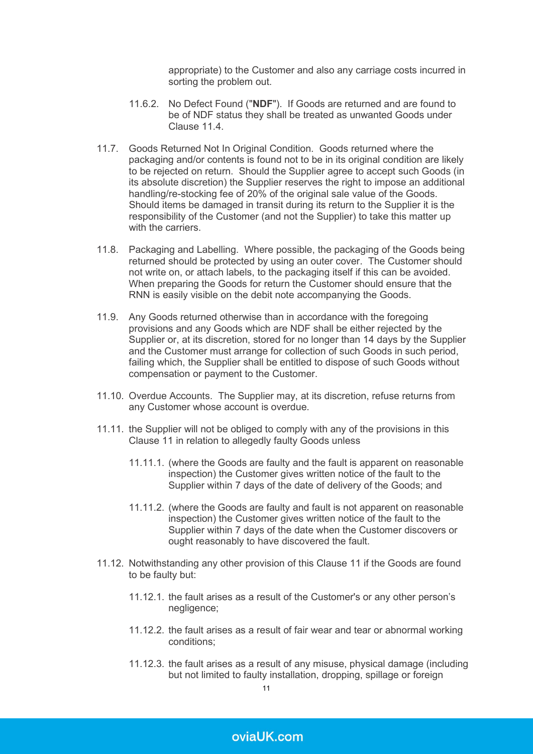appropriate) to the Customer and also any carriage costs incurred in sorting the problem out.

11.6.2. No Defect Found ("**NDF**"). If Goods are returned and are found to be of NDF status they shall be treated as unwanted Goods under Clause 11.4.

11.7. Goods Returned Not In Original Condition. Goods returned where the packaging and/or contents is found not to be in its original condition are likely to be rejected on return. Should the Supplier agree to accept such Goods (in its absolute discretion) the Supplier reserves the right to impose an additional handling/re-stocking fee of 20% of the original sale value of the Goods. Should items be damaged in transit during its return to the Supplier it is the responsibility of the Customer (and not the Supplier) to take this matter up with the carriers.

11.8. Packaging and Labelling. Where possible, the packaging of the Goods being returned should be protected by using an outer cover. The Customer should not write on, or attach labels, to the packaging itself if this can be avoided. When preparing the Goods for return the Customer should ensure that the RNN is easily visible on the debit note accompanying the Goods.

11.9. Any Goods returned otherwise than in accordance with the foregoing provisions and any Goods which are NDF shall be either rejected by the Supplier or, at its discretion, stored for no longer than 14 days by the Supplier and the Customer must arrange for collection of such Goods in such period, failing which, the Supplier shall be entitled to dispose of such Goods without compensation or payment to the Customer.

11.10. Overdue Accounts. The Supplier may, at its discretion, refuse returns from any Customer whose account is overdue.

11.11. the Supplier will not be obliged to comply with any of the provisions in this Clause 11 in relation to allegedly faulty Goods unless

11.11.1. (where the Goods are faulty and the fault is apparent on reasonable inspection) the Customer gives written notice of the fault to the Supplier within 7 days of the date of delivery of the Goods; and

11.11.2. (where the Goods are faulty and fault is not apparent on reasonable inspection) the Customer gives written notice of the fault to the Supplier within 7 days of the date when the Customer discovers or ought reasonably to have discovered the fault.

11.12. Notwithstanding any other provision of this Clause 11 if the Goods are found to be faulty but:

11.12.1. the fault arises as a result of the Customer's or any other person's negligence;

11.12.2. the fault arises as a result of fair wear and tear or abnormal working conditions;

11.12.3. the fault arises as a result of any misuse, physical damage (including but not limited to faulty installation, dropping, spillage or foreign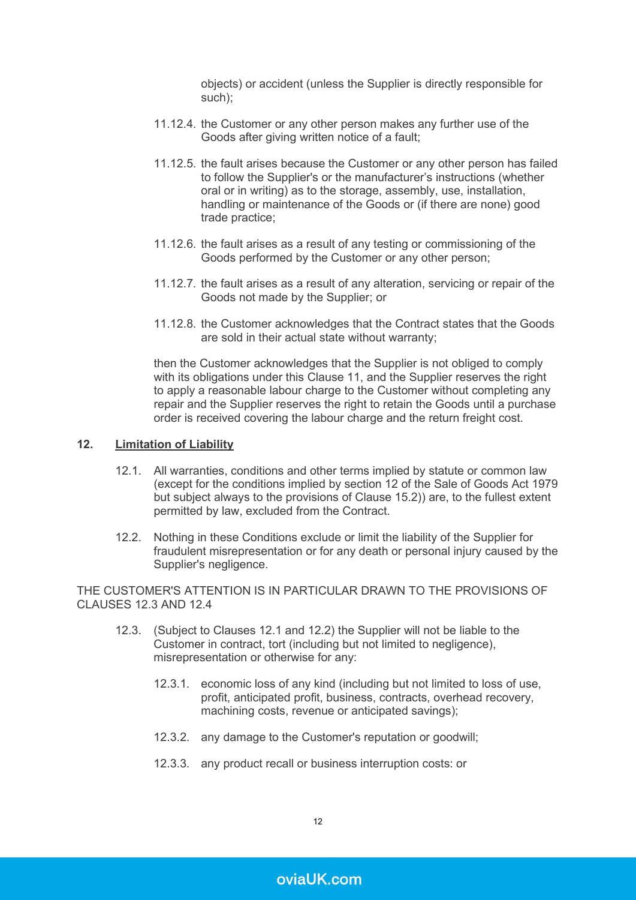objects) or accident (unless the Supplier is directly responsible for such);

11.12.4. the Customer or any other person makes any further use of the Goods after giving written notice of a fault;

11.12.5. the fault arises because the Customer or any other person has failed to follow the Supplier's or the manufacturer's instructions (whether oral or in writing) as to the storage, assembly, use, installation, handling or maintenance of the Goods or (if there are none) good trade practice;

11.12.6. the fault arises as a result of any testing or commissioning of the Goods performed by the Customer or any other person;

11.12.7. the fault arises as a result of any alteration, servicing or repair of the Goods not made by the Supplier; or

11.12.8. the Customer acknowledges that the Contract states that the Goods are sold in their actual state without warranty;

then the Customer acknowledges that the Supplier is not obliged to comply with its obligations under this Clause 11, and the Supplier reserves the right to apply a reasonable labour charge to the Customer without completing any repair and the Supplier reserves the right to retain the Goods until a purchase order is received covering the labour charge and the return freight cost.

## 12. Limitation of Liability

12.1. All warranties, conditions and other terms implied by statute or common law (except for the conditions implied by section 12 of the Sale of Goods Act 1979 but subject always to the provisions of Clause 15.2)) are, to the fullest extent permitted by law, excluded from the Contract.

12.2. Nothing in these Conditions exclude or limit the liability of the Supplier for fraudulent misrepresentation or for any death or personal injury caused by the Supplier's negligence.

THE CUSTOMER'S ATTENTION IS IN PARTICULAR DRAWN TO THE PROVISIONS OF CLAUSES 12.3 AND 12.4

12.3. (Subject to Clauses 12.1 and 12.2) the Supplier will not be liable to the Customer in contract, tort (including but not limited to negligence), misrepresentation or otherwise for any:

12.3.1. economic loss of any kind (including but not limited to loss of use, profit, anticipated profit, business, contracts, overhead recovery, machining costs, revenue or anticipated savings);

12.3.2. any damage to the Customer's reputation or goodwill;

12.3.3. any product recall or business interruption costs: or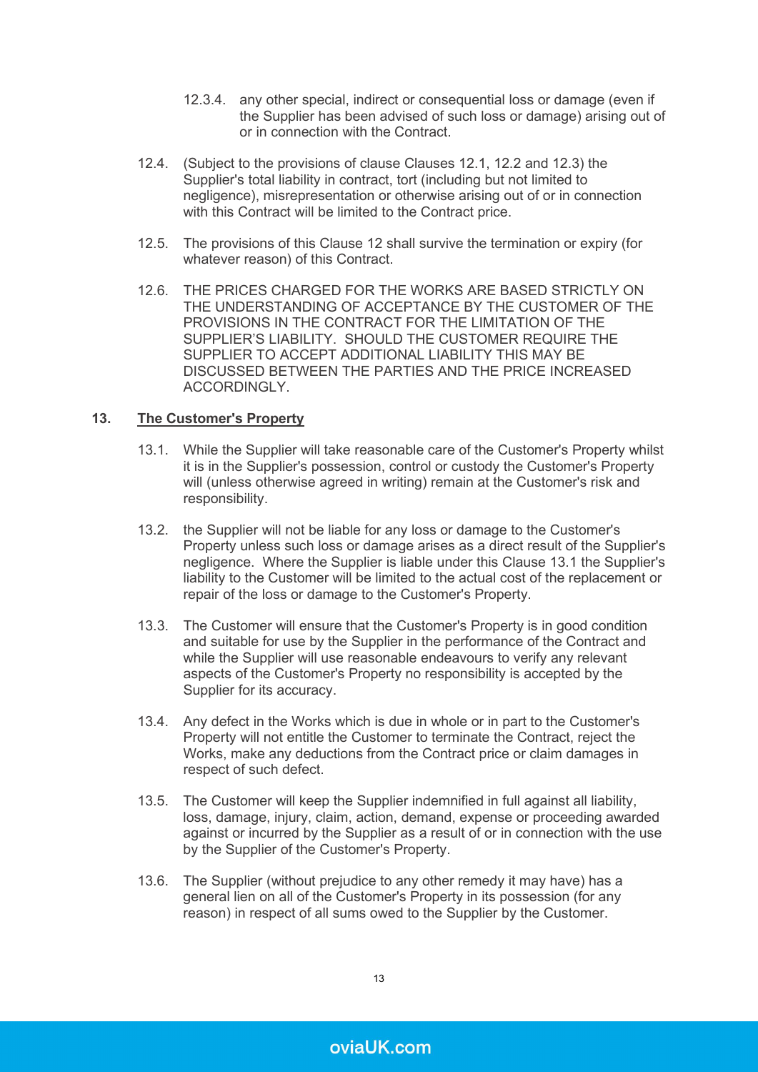12.3.4. any other special, indirect or consequential loss or damage (even if the Supplier has been advised of such loss or damage) arising out of or in connection with the Contract.

12.4. (Subject to the provisions of clause Clauses 12.1, 12.2 and 12.3) the Supplier's total liability in contract, tort (including but not limited to negligence), misrepresentation or otherwise arising out of or in connection with this Contract will be limited to the Contract price.

12.5. The provisions of this Clause 12 shall survive the termination or expiry (for whatever reason) of this Contract.

12.6. THE PRICES CHARGED FOR THE WORKS ARE BASED STRICTLY ON THE UNDERSTANDING OF ACCEPTANCE BY THE CUSTOMER OF THE PROVISIONS IN THE CONTRACT FOR THE LIMITATION OF THE SUPPLIER'S LIABILITY. SHOULD THE CUSTOMER REQUIRE THE SUPPLIER TO ACCEPT ADDITIONAL LIABILITY THIS MAY BE DISCUSSED BETWEEN THE PARTIES AND THE PRICE INCREASED ACCORDINGLY.

## 13. The Customer's Property

13.1. While the Supplier will take reasonable care of the Customer's Property whilst it is in the Supplier's possession, control or custody the Customer's Property will (unless otherwise agreed in writing) remain at the Customer's risk and responsibility.

13.2. the Supplier will not be liable for any loss or damage to the Customer's Property unless such loss or damage arises as a direct result of the Supplier's negligence. Where the Supplier is liable under this Clause 13.1 the Supplier's liability to the Customer will be limited to the actual cost of the replacement or repair of the loss or damage to the Customer's Property.

13.3. The Customer will ensure that the Customer's Property is in good condition and suitable for use by the Supplier in the performance of the Contract and while the Supplier will use reasonable endeavours to verify any relevant aspects of the Customer's Property no responsibility is accepted by the Supplier for its accuracy.

13.4. Any defect in the Works which is due in whole or in part to the Customer's Property will not entitle the Customer to terminate the Contract, reject the Works, make any deductions from the Contract price or claim damages in respect of such defect.

13.5. The Customer will keep the Supplier indemnified in full against all liability, loss, damage, injury, claim, action, demand, expense or proceeding awarded against or incurred by the Supplier as a result of or in connection with the use by the Supplier of the Customer's Property.

13.6. The Supplier (without prejudice to any other remedy it may have) has a general lien on all of the Customer's Property in its possession (for any reason) in respect of all sums owed to the Supplier by the Customer.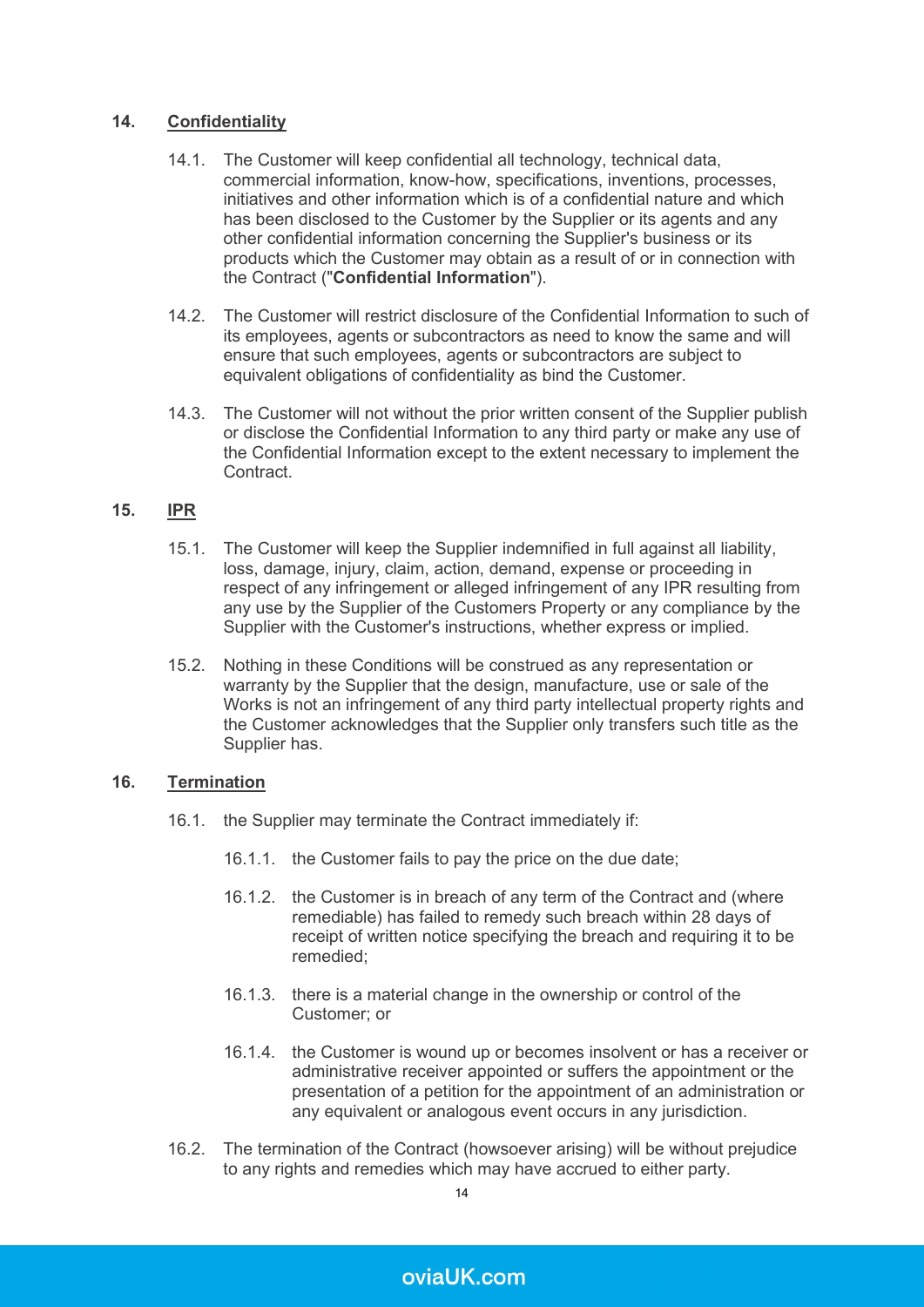## 14. Confidentiality

14.1. The Customer will keep confidential all technology, technical data, commercial information, know-how, specifications, inventions, processes, initiatives and other information which is of a confidential nature and which has been disclosed to the Customer by the Supplier or its agents and any other confidential information concerning the Supplier's business or its products which the Customer may obtain as a result of or in connection with the Contract ("**Confidential Information**").

14.2. The Customer will restrict disclosure of the Confidential Information to such of its employees, agents or subcontractors as need to know the same and will ensure that such employees, agents or subcontractors are subject to equivalent obligations of confidentiality as bind the Customer.

14.3. The Customer will not without the prior written consent of the Supplier publish or disclose the Confidential Information to any third party or make any use of the Confidential Information except to the extent necessary to implement the Contract.

## 15. IPR

15.1. The Customer will keep the Supplier indemnified in full against all liability, loss, damage, injury, claim, action, demand, expense or proceeding in respect of any infringement or alleged infringement of any IPR resulting from any use by the Supplier of the Customers Property or any compliance by the Supplier with the Customer's instructions, whether express or implied.

15.2. Nothing in these Conditions will be construed as any representation or warranty by the Supplier that the design, manufacture, use or sale of the Works is not an infringement of any third party intellectual property rights and the Customer acknowledges that the Supplier only transfers such title as the Supplier has.

## 16. Termination

16.1. the Supplier may terminate the Contract immediately if:

16.1.1. the Customer fails to pay the price on the due date;

16.1.2. the Customer is in breach of any term of the Contract and (where remediable) has failed to remedy such breach within 28 days of receipt of written notice specifying the breach and requiring it to be remedied;

16.1.3. there is a material change in the ownership or control of the Customer; or

16.1.4. the Customer is wound up or becomes insolvent or has a receiver or administrative receiver appointed or suffers the appointment or the presentation of a petition for the appointment of an administration or any equivalent or analogous event occurs in any jurisdiction.

16.2. The termination of the Contract (howsoever arising) will be without prejudice to any rights and remedies which may have accrued to either party.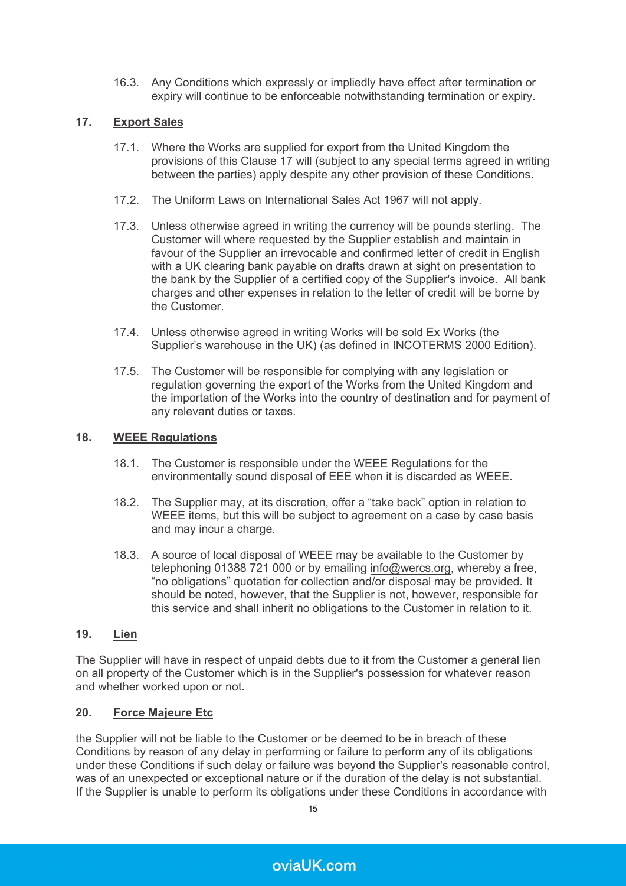16.3. Any Conditions which expressly or impliedly have effect after termination or expiry will continue to be enforceable notwithstanding termination or expiry.

## 17. Export Sales

17.1. Where the Works are supplied for export from the United Kingdom the provisions of this Clause 17 will (subject to any special terms agreed in writing between the parties) apply despite any other provision of these Conditions.

17.2. The Uniform Laws on International Sales Act 1967 will not apply.

17.3. Unless otherwise agreed in writing the currency will be pounds sterling. The Customer will where requested by the Supplier establish and maintain in favour of the Supplier an irrevocable and confirmed letter of credit in English with a UK clearing bank payable on drafts drawn at sight on presentation to the bank by the Supplier of a certified copy of the Supplier's invoice. All bank charges and other expenses in relation to the letter of credit will be borne by the Customer.

17.4. Unless otherwise agreed in writing Works will be sold Ex Works (the Supplier's warehouse in the UK) (as defined in INCOTERMS 2000 Edition).

17.5. The Customer will be responsible for complying with any legislation or regulation governing the export of the Works from the United Kingdom and the importation of the Works into the country of destination and for payment of any relevant duties or taxes.

## 18. WEEE Regulations

18.1. The Customer is responsible under the WEEE Regulations for the environmentally sound disposal of EEE when it is discarded as WEEE.

18.2. The Supplier may, at its discretion, offer a "take back" option in relation to WEEE items, but this will be subject to agreement on a case by case basis and may incur a charge.

18.3. A source of local disposal of WEEE may be available to the Customer by telephoning 01388 721 000 or by emailing info@wercs.org, whereby a free, "no obligations" quotation for collection and/or disposal may be provided. It should be noted, however, that the Supplier is not, however, responsible for this service and shall inherit no obligations to the Customer in relation to it.

## 19. Lien

The Supplier will have in respect of unpaid debts due to it from the Customer a general lien on all property of the Customer which is in the Supplier's possession for whatever reason and whether worked upon or not.

## 20. Force Majeure Etc

the Supplier will not be liable to the Customer or be deemed to be in breach of these Conditions by reason of any delay in performing or failure to perform any of its obligations under these Conditions if such delay or failure was beyond the Supplier's reasonable control, was of an unexpected or exceptional nature or if the duration of the delay is not substantial. If the Supplier is unable to perform its obligations under these Conditions in accordance with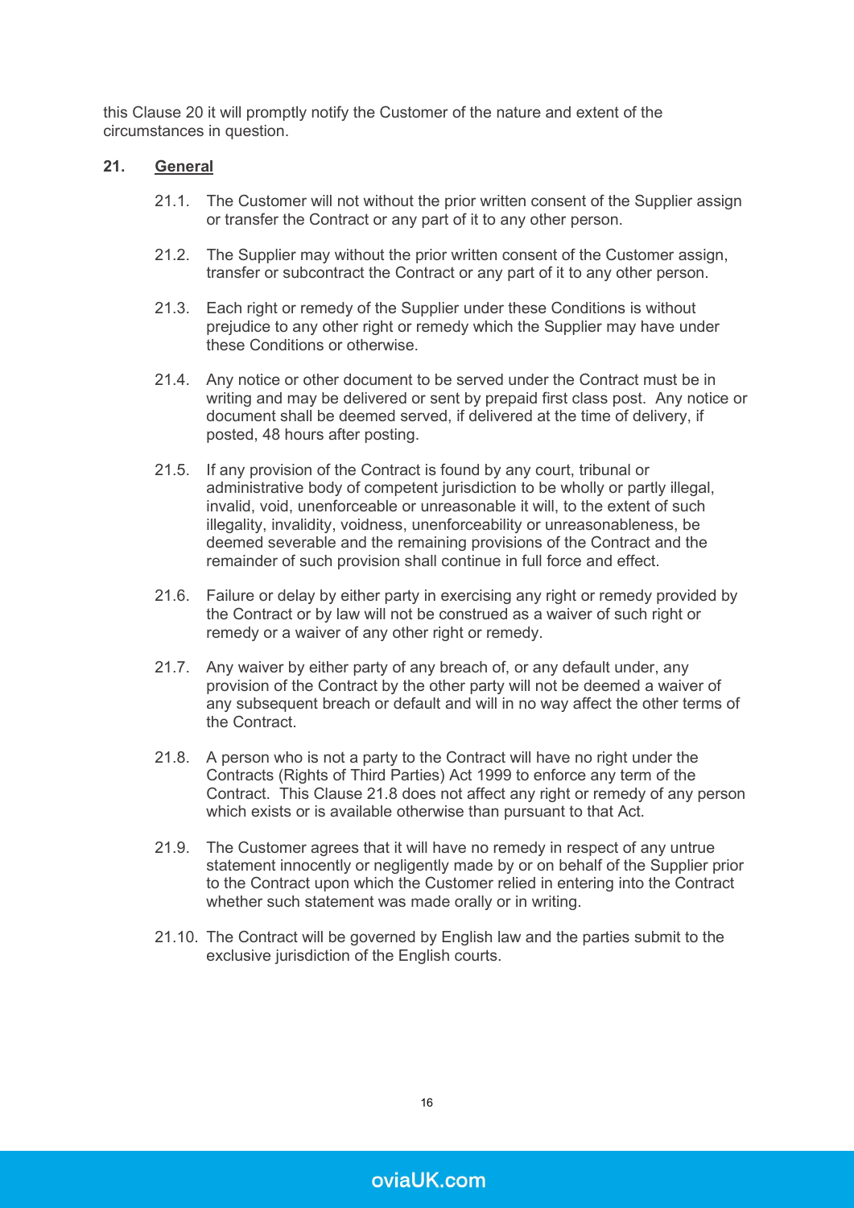this Clause 20 it will promptly notify the Customer of the nature and extent of the circumstances in question.

## 21. General

21.1. The Customer will not without the prior written consent of the Supplier assign or transfer the Contract or any part of it to any other person.

21.2. The Supplier may without the prior written consent of the Customer assign, transfer or subcontract the Contract or any part of it to any other person.

21.3. Each right or remedy of the Supplier under these Conditions is without prejudice to any other right or remedy which the Supplier may have under these Conditions or otherwise.

21.4. Any notice or other document to be served under the Contract must be in writing and may be delivered or sent by prepaid first class post. Any notice or document shall be deemed served, if delivered at the time of delivery, if posted, 48 hours after posting.

21.5. If any provision of the Contract is found by any court, tribunal or administrative body of competent jurisdiction to be wholly or partly illegal, invalid, void, unenforceable or unreasonable it will, to the extent of such illegality, invalidity, voidness, unenforceability or unreasonableness, be deemed severable and the remaining provisions of the Contract and the remainder of such provision shall continue in full force and effect.

21.6. Failure or delay by either party in exercising any right or remedy provided by the Contract or by law will not be construed as a waiver of such right or remedy or a waiver of any other right or remedy.

21.7. Any waiver by either party of any breach of, or any default under, any provision of the Contract by the other party will not be deemed a waiver of any subsequent breach or default and will in no way affect the other terms of the Contract.

21.8. A person who is not a party to the Contract will have no right under the Contracts (Rights of Third Parties) Act 1999 to enforce any term of the Contract. This Clause 21.8 does not affect any right or remedy of any person which exists or is available otherwise than pursuant to that Act.

21.9. The Customer agrees that it will have no remedy in respect of any untrue statement innocently or negligently made by or on behalf of the Supplier prior to the Contract upon which the Customer relied in entering into the Contract whether such statement was made orally or in writing.

21.10. The Contract will be governed by English law and the parties submit to the exclusive jurisdiction of the English courts.